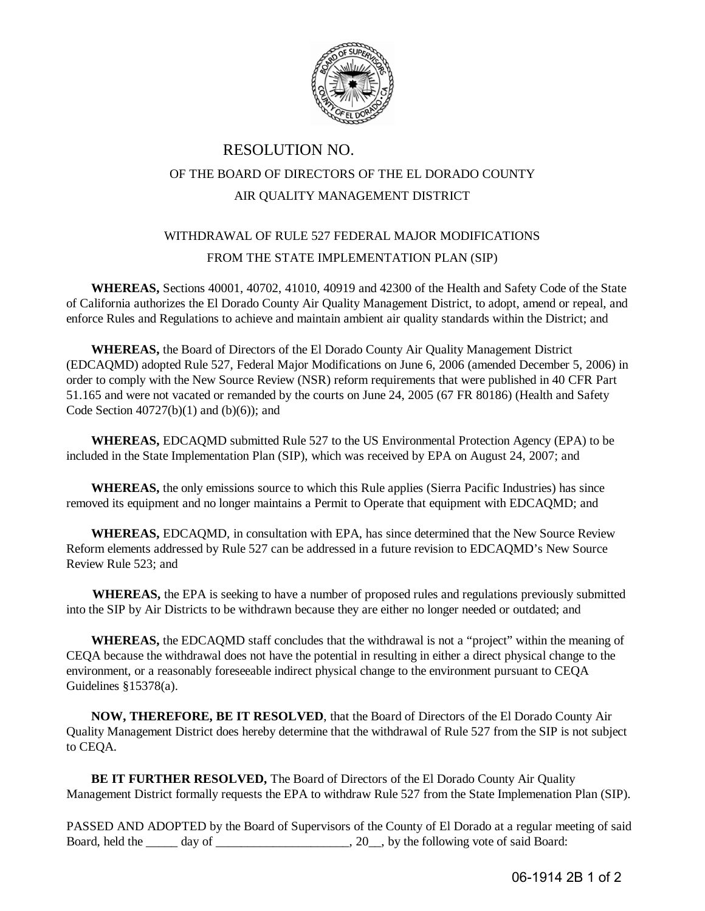# RESOLUTION NO.

## OF THE BOARD OF DIRECTORS OF THE EL DORADO COUNTY AIR QUALITY MANAGEMENT DISTRICT

## WITHDRAWAL OF RULE 527 FEDERAL MAJOR MODIFICATIONS FROM THE STATE IMPLEMENTATION PLAN (SIP)

**WHEREAS,** Sections 40001, 40702, 41010, 40919 and 42300 of the Health and Safety Code of the State of California authorizes the El Dorado County Air Quality Management District, to adopt, amend or repeal, and enforce Rules and Regulations to achieve and maintain ambient air quality standards within the District; and

**WHEREAS,** the Board of Directors of the El Dorado County Air Quality Management District (EDCAQMD) adopted Rule 527, Federal Major Modifications on June 6, 2006 (amended December 5, 2006) in order to comply with the New Source Review (NSR) reform requirements that were published in 40 CFR Part 51.165 and were not vacated or remanded by the courts on June 24, 2005 (67 FR 80186) (Health and Safety Code Section 40727(b)(1) and (b)(6)); and

**WHEREAS,** EDCAQMD submitted Rule 527 to the US Environmental Protection Agency (EPA) to be included in the State Implementation Plan (SIP), which was received by EPA on August 24, 2007; and

**WHEREAS,** the only emissions source to which this Rule applies (Sierra Pacific Industries) has since removed its equipment and no longer maintains a Permit to Operate that equipment with EDCAQMD; and

**WHEREAS,** EDCAQMD, in consultation with EPA, has since determined that the New Source Review Reform elements addressed by Rule 527 can be addressed in a future revision to EDCAQMD's New Source Review Rule 523; and

**WHEREAS,** the EPA is seeking to have a number of proposed rules and regulations previously submitted into the SIP by Air Districts to be withdrawn because they are either no longer needed or outdated; and

**WHEREAS,** the EDCAQMD staff concludes that the withdrawal is not a "project" within the meaning of CEQA because the withdrawal does not have the potential in resulting in either a direct physical change to the environment, or a reasonably foreseeable indirect physical change to the environment pursuant to CEQA Guidelines §15378(a).

**NOW, THEREFORE, BE IT RESOLVED**, that the Board of Directors of the El Dorado County Air Quality Management District does hereby determine that the withdrawal of Rule 527 from the SIP is not subject to CEQA.

**BE IT FURTHER RESOLVED,** The Board of Directors of the El Dorado County Air Quality Management District formally requests the EPA to withdraw Rule 527 from the State Implemenation Plan (SIP).

PASSED AND ADOPTED by the Board of Supervisors of the County of El Dorado at a regular meeting of said Board, held the _____ day of _____________________, 20__, by the following vote of said Board:

06-1914 2B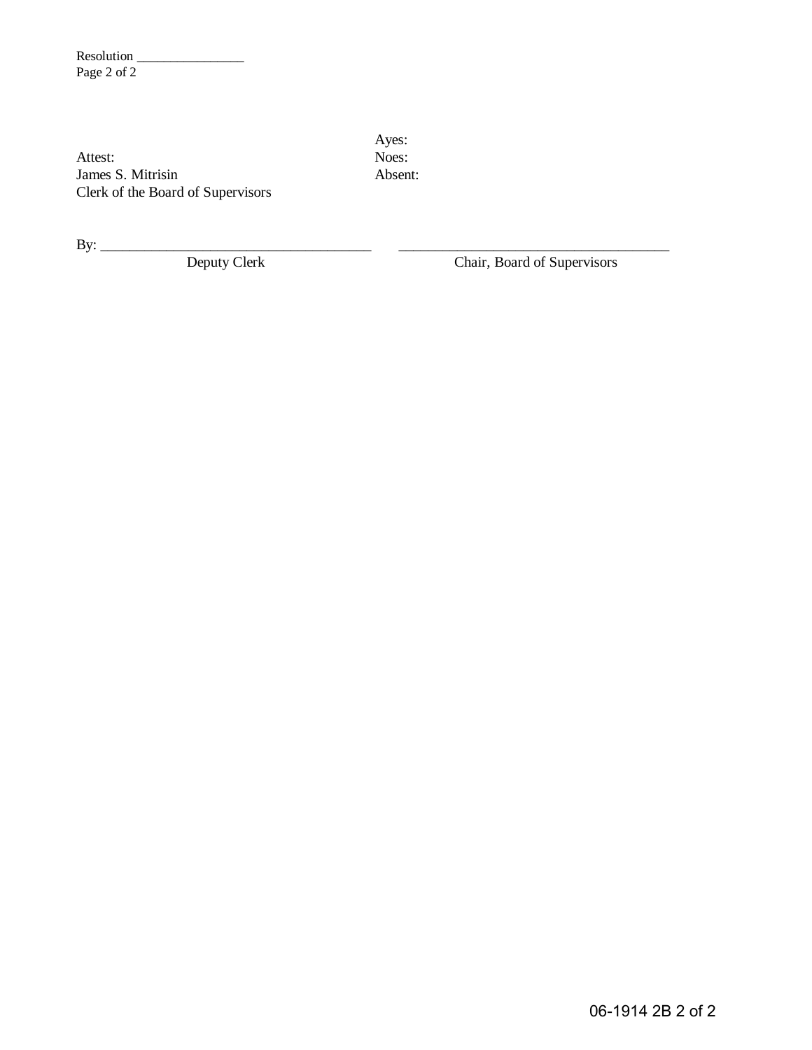Attest:
James S. Mitrisin
Clerk of the Board of Supervisors

Ayes:
Noes:
Absent:

By: ______________________________________
Deputy Clerk

______________________________________
Chair, Board of Supervisors